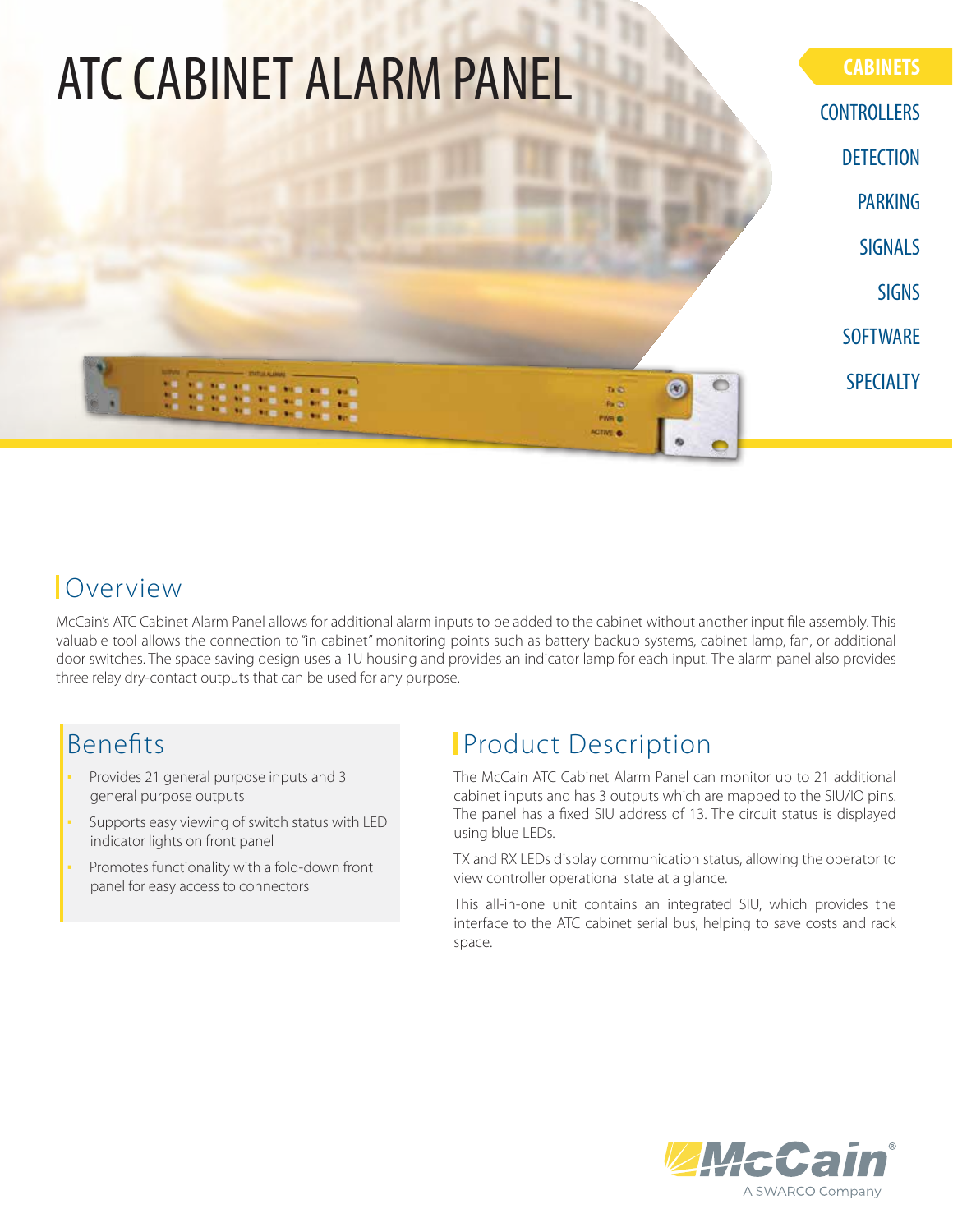# ATC CABINET ALARM PANEL

CABINETS

CONTROLLERS

DETECTION

PARKING

SIGNALS

SIGNS

SOFTWARE

SPECIALTY

## Overview

McCain's ATC Cabinet Alarm Panel allows for additional alarm inputs to be added to the cabinet without another input file assembly. This valuable tool allows the connection to "in cabinet" monitoring points such as battery backup systems, cabinet lamp, fan, or additional door switches. The space saving design uses a 1U housing and provides an indicator lamp for each input. The alarm panel also provides three relay dry-contact outputs that can be used for any purpose.

## Benefits

- Provides 21 general purpose inputs and 3 general purpose outputs
- Supports easy viewing of switch status with LED indicator lights on front panel
- Promotes functionality with a fold-down front panel for easy access to connectors

## Product Description

The McCain ATC Cabinet Alarm Panel can monitor up to 21 additional cabinet inputs and has 3 outputs which are mapped to the SIU/IO pins. The panel has a fixed SIU address of 13. The circuit status is displayed using blue LEDs.

TX and RX LEDs display communication status, allowing the operator to view controller operational state at a glance.

This all-in-one unit contains an integrated SIU, which provides the interface to the ATC cabinet serial bus, helping to save costs and rack space.

McCain® A SWARCO Company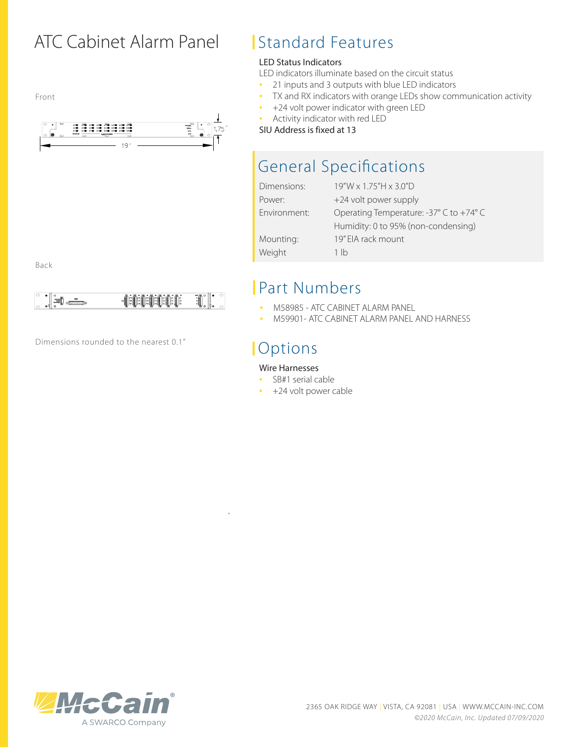# ATC Cabinet Alarm Panel

Front

19"

1.75"

Back

Dimensions rounded to the nearest 0.1"

## Standard Features

LED Status Indicators

LED indicators illuminate based on the circuit status

- 21 inputs and 3 outputs with blue LED indicators
- TX and RX indicators with orange LEDs show communication activity
- +24 volt power indicator with green LED
- Activity indicator with red LED

SIU Address is fixed at 13

## General Specifications

| | |
|---|---|
| Dimensions: | 19"W x 1.75"H x 3.0"D |
| Power: | +24 volt power supply |
| Environment: | Operating Temperature: -37° C to +74° C |
| | Humidity: 0 to 95% (non-condensing) |
| Mounting: | 19" EIA rack mount |
| Weight | 1 lb |

## Part Numbers

- M58985 - ATC CABINET ALARM PANEL
- M59901- ATC CABINET ALARM PANEL AND HARNESS

## Options

Wire Harnesses

- SB#1 serial cable
- +24 volt power cable

McCain® A SWARCO Company

2365 OAK RIDGE WAY | VISTA, CA 92081 | USA | WWW.MCCAIN-INC.COM

*©2020 McCain, Inc. Updated 07/09/2020*